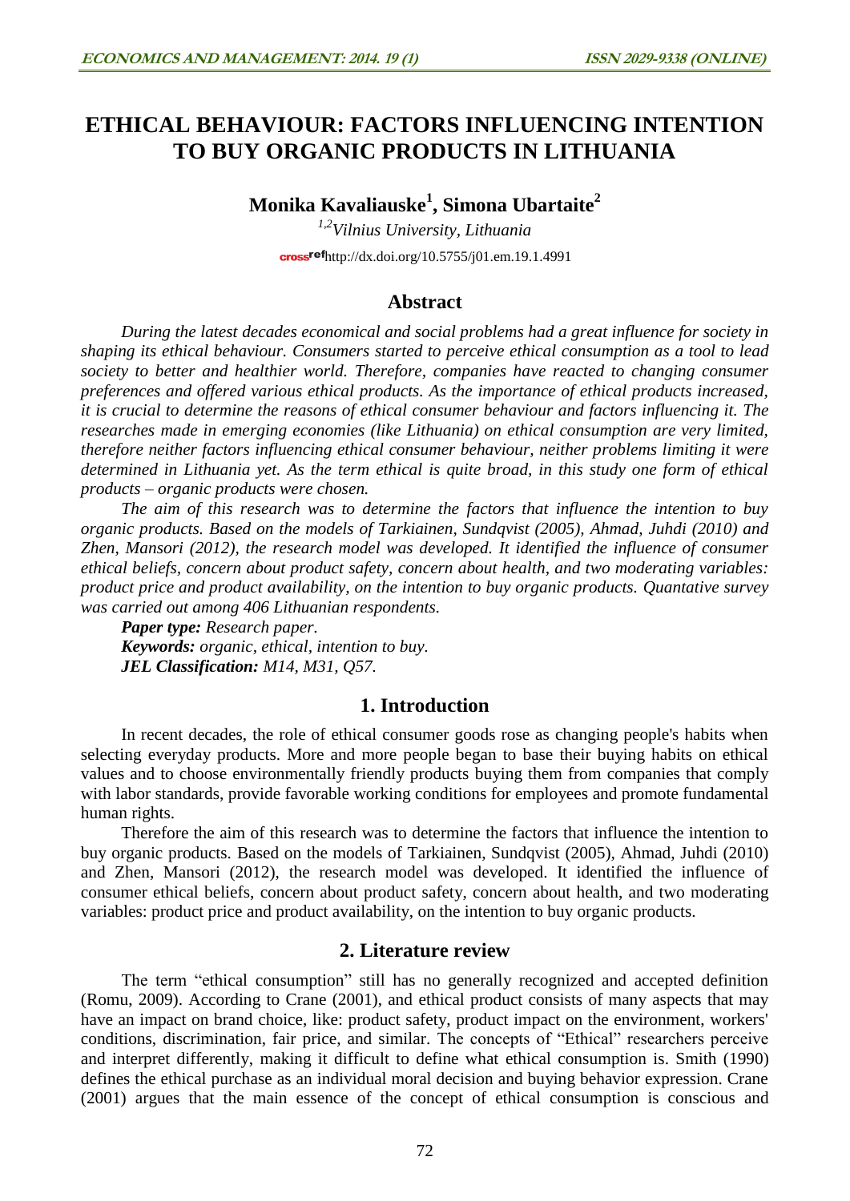# ETHICAL BEHAVIOUR: FACTORS INFLUENCING INTENTION TO BUY ORGANIC PRODUCTS IN LITHUANIA

**Monika Kavaliauske[1], Simona Ubartaite[2]**

*[1,2]Vilnius University, Lithuania*

http://dx.doi.org/10.5755/j01.em.19.1.4991

## Abstract

*During the latest decades economical and social problems had a great influence for society in shaping its ethical behaviour. Consumers started to perceive ethical consumption as a tool to lead society to better and healthier world. Therefore, companies have reacted to changing consumer preferences and offered various ethical products. As the importance of ethical products increased, it is crucial to determine the reasons of ethical consumer behaviour and factors influencing it. The researches made in emerging economies (like Lithuania) on ethical consumption are very limited, therefore neither factors influencing ethical consumer behaviour, neither problems limiting it were determined in Lithuania yet. As the term ethical is quite broad, in this study one form of ethical products – organic products were chosen.*

*The aim of this research was to determine the factors that influence the intention to buy organic products. Based on the models of Tarkiainen, Sundqvist (2005), Ahmad, Juhdi (2010) and Zhen, Mansori (2012), the research model was developed. It identified the influence of consumer ethical beliefs, concern about product safety, concern about health, and two moderating variables: product price and product availability, on the intention to buy organic products. Quantative survey was carried out among 406 Lithuanian respondents.*

***Paper type:*** *Research paper.*

***Keywords:*** *organic, ethical, intention to buy.*

***JEL Classification:*** *M14, M31, Q57.*

## 1. Introduction

In recent decades, the role of ethical consumer goods rose as changing people's habits when selecting everyday products. More and more people began to base their buying habits on ethical values and to choose environmentally friendly products buying them from companies that comply with labor standards, provide favorable working conditions for employees and promote fundamental human rights.

Therefore the aim of this research was to determine the factors that influence the intention to buy organic products. Based on the models of Tarkiainen, Sundqvist (2005), Ahmad, Juhdi (2010) and Zhen, Mansori (2012), the research model was developed. It identified the influence of consumer ethical beliefs, concern about product safety, concern about health, and two moderating variables: product price and product availability, on the intention to buy organic products.

## 2. Literature review

The term "ethical consumption" still has no generally recognized and accepted definition (Romu, 2009). According to Crane (2001), and ethical product consists of many aspects that may have an impact on brand choice, like: product safety, product impact on the environment, workers' conditions, discrimination, fair price, and similar. The concepts of "Ethical" researchers perceive and interpret differently, making it difficult to define what ethical consumption is. Smith (1990) defines the ethical purchase as an individual moral decision and buying behavior expression. Crane (2001) argues that the main essence of the concept of ethical consumption is conscious and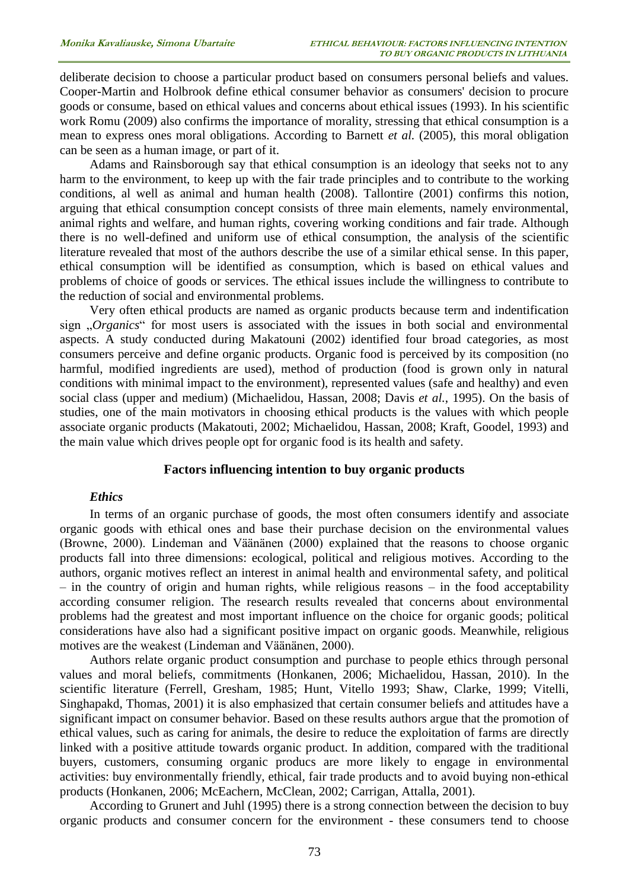deliberate decision to choose a particular product based on consumers personal beliefs and values. Cooper-Martin and Holbrook define ethical consumer behavior as consumers' decision to procure goods or consume, based on ethical values and concerns about ethical issues (1993). In his scientific work Romu (2009) also confirms the importance of morality, stressing that ethical consumption is a mean to express ones moral obligations. According to Barnett *et al.* (2005), this moral obligation can be seen as a human image, or part of it.

Adams and Rainsborough say that ethical consumption is an ideology that seeks not to any harm to the environment, to keep up with the fair trade principles and to contribute to the working conditions, al well as animal and human health (2008). Tallontire (2001) confirms this notion, arguing that ethical consumption concept consists of three main elements, namely environmental, animal rights and welfare, and human rights, covering working conditions and fair trade. Although there is no well-defined and uniform use of ethical consumption, the analysis of the scientific literature revealed that most of the authors describe the use of a similar ethical sense. In this paper, ethical consumption will be identified as consumption, which is based on ethical values and problems of choice of goods or services. The ethical issues include the willingness to contribute to the reduction of social and environmental problems.

Very often ethical products are named as organic products because term and indentification sign „*Organics*" for most users is associated with the issues in both social and environmental aspects. A study conducted during Makatouni (2002) identified four broad categories, as most consumers perceive and define organic products. Organic food is perceived by its composition (no harmful, modified ingredients are used), method of production (food is grown only in natural conditions with minimal impact to the environment), represented values (safe and healthy) and even social class (upper and medium) (Michaelidou, Hassan, 2008; Davis *et al.*, 1995). On the basis of studies, one of the main motivators in choosing ethical products is the values with which people associate organic products (Makatouti, 2002; Michaelidou, Hassan, 2008; Kraft, Goodel, 1993) and the main value which drives people opt for organic food is its health and safety.

## Factors influencing intention to buy organic products

### *Ethics*

In terms of an organic purchase of goods, the most often consumers identify and associate organic goods with ethical ones and base their purchase decision on the environmental values (Browne, 2000). Lindeman and Väänänen (2000) explained that the reasons to choose organic products fall into three dimensions: ecological, political and religious motives. According to the authors, organic motives reflect an interest in animal health and environmental safety, and political – in the country of origin and human rights, while religious reasons – in the food acceptability according consumer religion. The research results revealed that concerns about environmental problems had the greatest and most important influence on the choice for organic goods; political considerations have also had a significant positive impact on organic goods. Meanwhile, religious motives are the weakest (Lindeman and Väänänen, 2000).

Authors relate organic product consumption and purchase to people ethics through personal values and moral beliefs, commitments (Honkanen, 2006; Michaelidou, Hassan, 2010). In the scientific literature (Ferrell, Gresham, 1985; Hunt, Vitello 1993; Shaw, Clarke, 1999; Vitelli, Singhapakd, Thomas, 2001) it is also emphasized that certain consumer beliefs and attitudes have a significant impact on consumer behavior. Based on these results authors argue that the promotion of ethical values, such as caring for animals, the desire to reduce the exploitation of farms are directly linked with a positive attitude towards organic product. In addition, compared with the traditional buyers, customers, consuming organic producs are more likely to engage in environmental activities: buy environmentally friendly, ethical, fair trade products and to avoid buying non-ethical products (Honkanen, 2006; McEachern, McClean, 2002; Carrigan, Attalla, 2001).

According to Grunert and Juhl (1995) there is a strong connection between the decision to buy organic products and consumer concern for the environment - these consumers tend to choose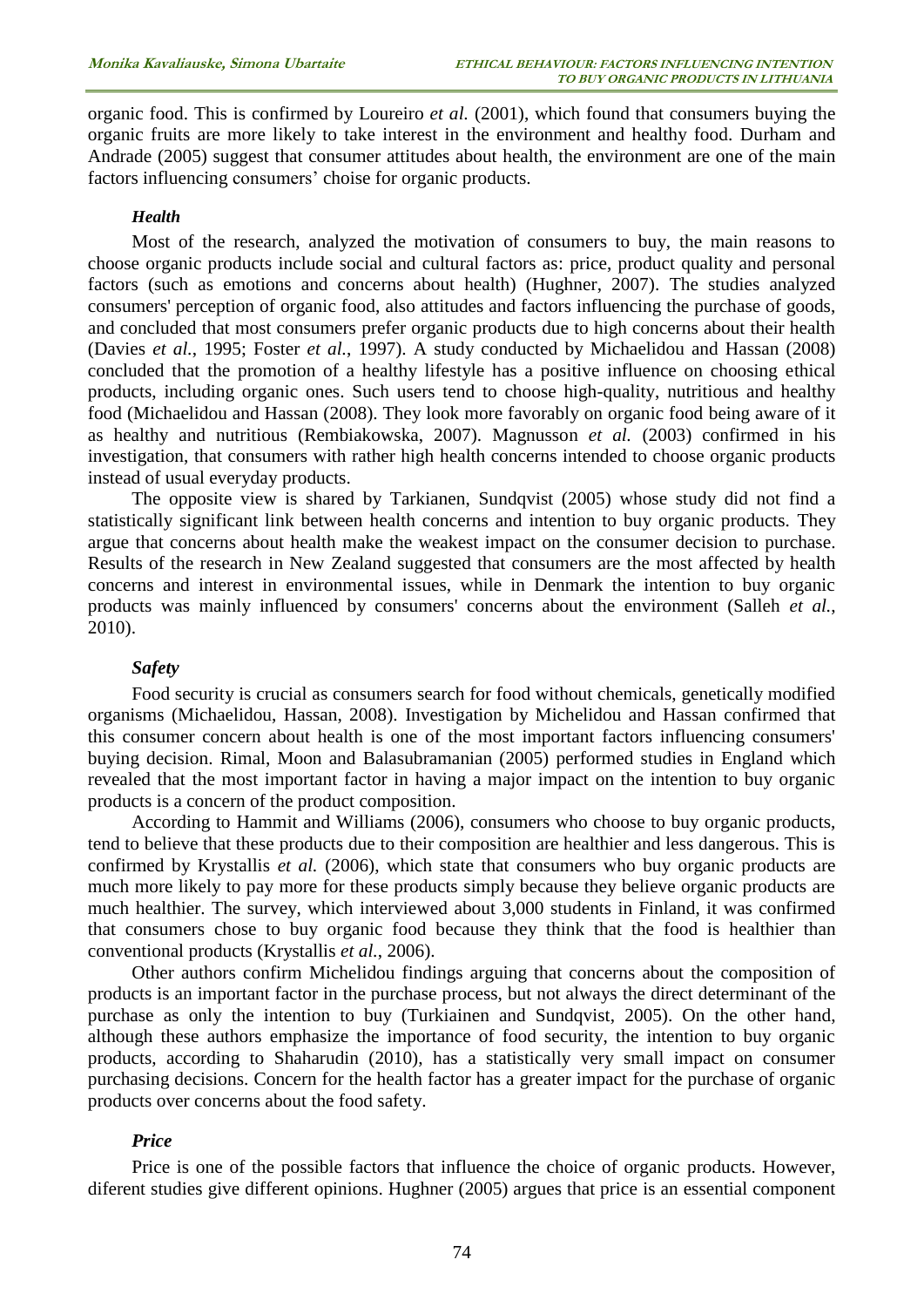organic food. This is confirmed by Loureiro *et al.* (2001), which found that consumers buying the organic fruits are more likely to take interest in the environment and healthy food. Durham and Andrade (2005) suggest that consumer attitudes about health, the environment are one of the main factors influencing consumers' choise for organic products.

### *Health*

Most of the research, analyzed the motivation of consumers to buy, the main reasons to choose organic products include social and cultural factors as: price, product quality and personal factors (such as emotions and concerns about health) (Hughner, 2007). The studies analyzed consumers' perception of organic food, also attitudes and factors influencing the purchase of goods, and concluded that most consumers prefer organic products due to high concerns about their health (Davies *et al.*, 1995; Foster *et al.*, 1997). A study conducted by Michaelidou and Hassan (2008) concluded that the promotion of a healthy lifestyle has a positive influence on choosing ethical products, including organic ones. Such users tend to choose high-quality, nutritious and healthy food (Michaelidou and Hassan (2008). They look more favorably on organic food being aware of it as healthy and nutritious (Rembiakowska, 2007). Magnusson *et al.* (2003) confirmed in his investigation, that consumers with rather high health concerns intended to choose organic products instead of usual everyday products.

The opposite view is shared by Tarkianen, Sundqvist (2005) whose study did not find a statistically significant link between health concerns and intention to buy organic products. They argue that concerns about health make the weakest impact on the consumer decision to purchase. Results of the research in New Zealand suggested that consumers are the most affected by health concerns and interest in environmental issues, while in Denmark the intention to buy organic products was mainly influenced by consumers' concerns about the environment (Salleh *et al.*, 2010).

### *Safety*

Food security is crucial as consumers search for food without chemicals, genetically modified organisms (Michaelidou, Hassan, 2008). Investigation by Michelidou and Hassan confirmed that this consumer concern about health is one of the most important factors influencing consumers' buying decision. Rimal, Moon and Balasubramanian (2005) performed studies in England which revealed that the most important factor in having a major impact on the intention to buy organic products is a concern of the product composition.

According to Hammit and Williams (2006), consumers who choose to buy organic products, tend to believe that these products due to their composition are healthier and less dangerous. This is confirmed by Krystallis *et al.* (2006), which state that consumers who buy organic products are much more likely to pay more for these products simply because they believe organic products are much healthier. The survey, which interviewed about 3,000 students in Finland, it was confirmed that consumers chose to buy organic food because they think that the food is healthier than conventional products (Krystallis *et al.*, 2006).

Other authors confirm Michelidou findings arguing that concerns about the composition of products is an important factor in the purchase process, but not always the direct determinant of the purchase as only the intention to buy (Turkiainen and Sundqvist, 2005). On the other hand, although these authors emphasize the importance of food security, the intention to buy organic products, according to Shaharudin (2010), has a statistically very small impact on consumer purchasing decisions. Concern for the health factor has a greater impact for the purchase of organic products over concerns about the food safety.

### *Price*

Price is one of the possible factors that influence the choice of organic products. However, diferent studies give different opinions. Hughner (2005) argues that price is an essential component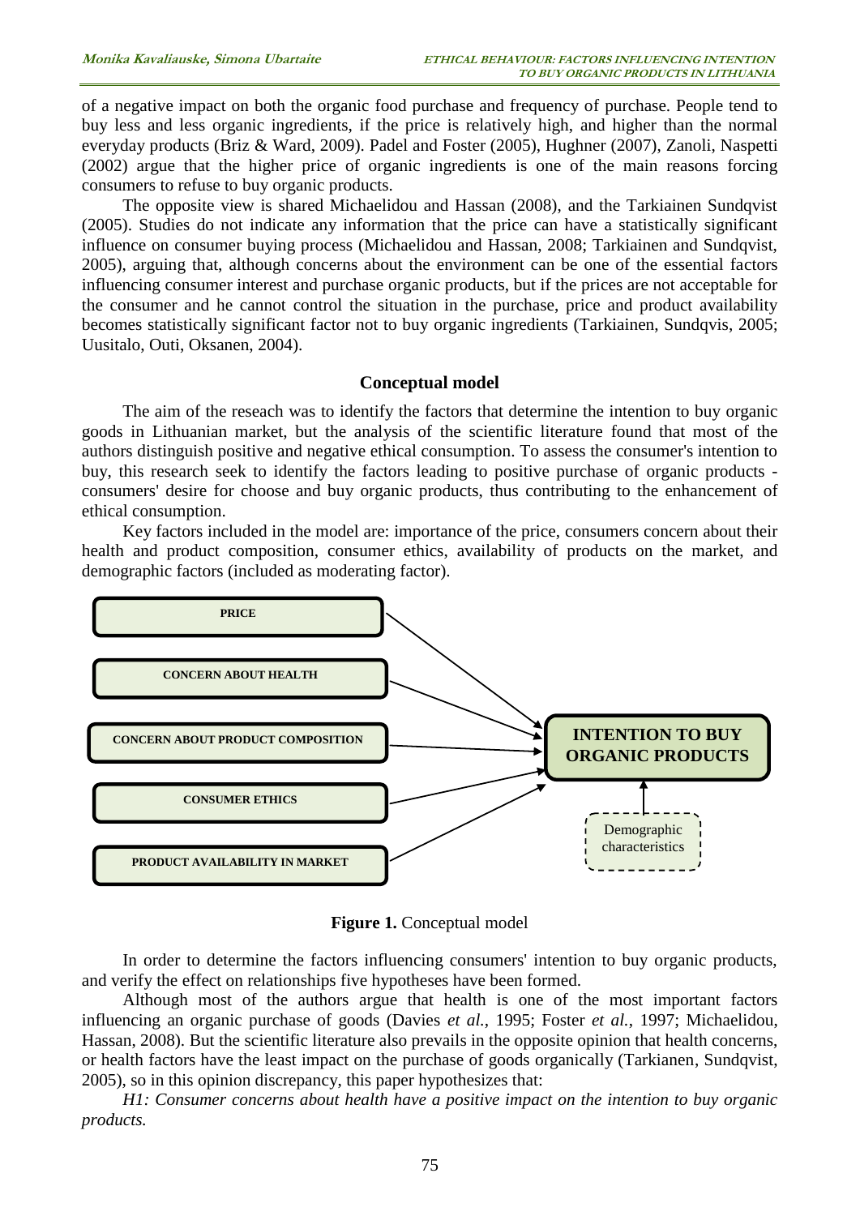of a negative impact on both the organic food purchase and frequency of purchase. People tend to buy less and less organic ingredients, if the price is relatively high, and higher than the normal everyday products (Briz & Ward, 2009). Padel and Foster (2005), Hughner (2007), Zanoli, Naspetti (2002) argue that the higher price of organic ingredients is one of the main reasons forcing consumers to refuse to buy organic products.

The opposite view is shared Michaelidou and Hassan (2008), and the Tarkiainen Sundqvist (2005). Studies do not indicate any information that the price can have a statistically significant influence on consumer buying process (Michaelidou and Hassan, 2008; Tarkiainen and Sundqvist, 2005), arguing that, although concerns about the environment can be one of the essential factors influencing consumer interest and purchase organic products, but if the prices are not acceptable for the consumer and he cannot control the situation in the purchase, price and product availability becomes statistically significant factor not to buy organic ingredients (Tarkiainen, Sundqvis, 2005; Uusitalo, Outi, Oksanen, 2004).

## Conceptual model

The aim of the reseach was to identify the factors that determine the intention to buy organic goods in Lithuanian market, but the analysis of the scientific literature found that most of the authors distinguish positive and negative ethical consumption. To assess the consumer's intention to buy, this research seek to identify the factors leading to positive purchase of organic products - consumers' desire for choose and buy organic products, thus contributing to the enhancement of ethical consumption.

Key factors included in the model are: importance of the price, consumers concern about their health and product composition, consumer ethics, availability of products on the market, and demographic factors (included as moderating factor).

PRICE

CONCERN ABOUT HEALTH

CONCERN ABOUT PRODUCT COMPOSITION

CONSUMER ETHICS

PRODUCT AVAILABILITY IN MARKET

INTENTION TO BUY ORGANIC PRODUCTS

Demographic characteristics

**Figure 1.** Conceptual model

In order to determine the factors influencing consumers' intention to buy organic products, and verify the effect on relationships five hypotheses have been formed.

Although most of the authors argue that health is one of the most important factors influencing an organic purchase of goods (Davies *et al.*, 1995; Foster *et al.*, 1997; Michaelidou, Hassan, 2008). But the scientific literature also prevails in the opposite opinion that health concerns, or health factors have the least impact on the purchase of goods organically (Tarkianen, Sundqvist, 2005), so in this opinion discrepancy, this paper hypothesizes that:

*H1: Consumer concerns about health have a positive impact on the intention to buy organic products.*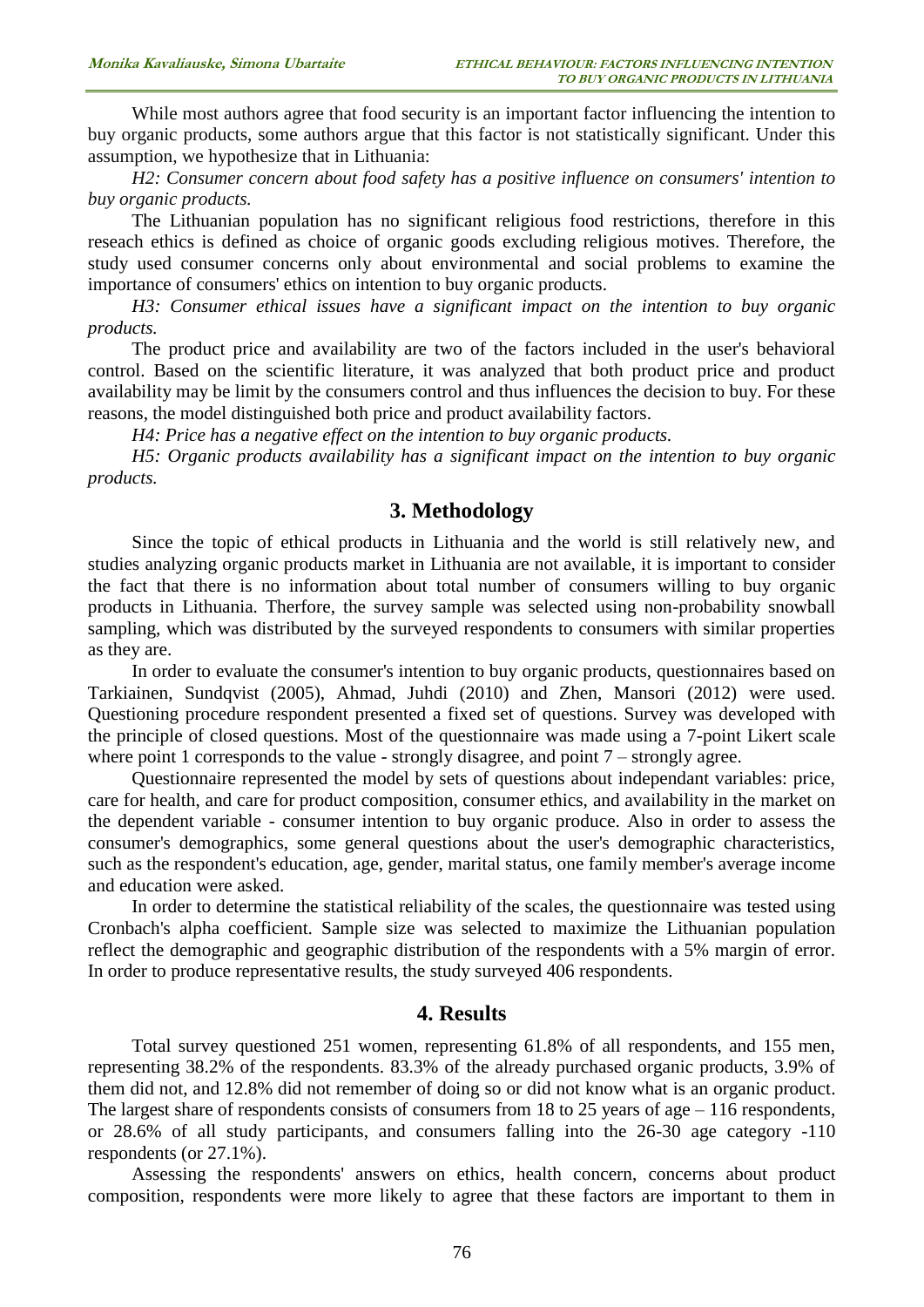While most authors agree that food security is an important factor influencing the intention to buy organic products, some authors argue that this factor is not statistically significant. Under this assumption, we hypothesize that in Lithuania:

*H2: Consumer concern about food safety has a positive influence on consumers' intention to buy organic products.*

The Lithuanian population has no significant religious food restrictions, therefore in this reseach ethics is defined as choice of organic goods excluding religious motives. Therefore, the study used consumer concerns only about environmental and social problems to examine the importance of consumers' ethics on intention to buy organic products.

*H3: Consumer ethical issues have a significant impact on the intention to buy organic products.*

The product price and availability are two of the factors included in the user's behavioral control. Based on the scientific literature, it was analyzed that both product price and product availability may be limit by the consumers control and thus influences the decision to buy. For these reasons, the model distinguished both price and product availability factors.

*H4: Price has a negative effect on the intention to buy organic products.*

*H5: Organic products availability has a significant impact on the intention to buy organic products.*

## 3. Methodology

Since the topic of ethical products in Lithuania and the world is still relatively new, and studies analyzing organic products market in Lithuania are not available, it is important to consider the fact that there is no information about total number of consumers willing to buy organic products in Lithuania. Therfore, the survey sample was selected using non-probability snowball sampling, which was distributed by the surveyed respondents to consumers with similar properties as they are.

In order to evaluate the consumer's intention to buy organic products, questionnaires based on Tarkiainen, Sundqvist (2005), Ahmad, Juhdi (2010) and Zhen, Mansori (2012) were used. Questioning procedure respondent presented a fixed set of questions. Survey was developed with the principle of closed questions. Most of the questionnaire was made using a 7-point Likert scale where point 1 corresponds to the value - strongly disagree, and point 7 – strongly agree.

Questionnaire represented the model by sets of questions about independant variables: price, care for health, and care for product composition, consumer ethics, and availability in the market on the dependent variable - consumer intention to buy organic produce. Also in order to assess the consumer's demographics, some general questions about the user's demographic characteristics, such as the respondent's education, age, gender, marital status, one family member's average income and education were asked.

In order to determine the statistical reliability of the scales, the questionnaire was tested using Cronbach's alpha coefficient. Sample size was selected to maximize the Lithuanian population reflect the demographic and geographic distribution of the respondents with a 5% margin of error. In order to produce representative results, the study surveyed 406 respondents.

## 4. Results

Total survey questioned 251 women, representing 61.8% of all respondents, and 155 men, representing 38.2% of the respondents. 83.3% of the already purchased organic products, 3.9% of them did not, and 12.8% did not remember of doing so or did not know what is an organic product. The largest share of respondents consists of consumers from 18 to 25 years of age – 116 respondents, or 28.6% of all study participants, and consumers falling into the 26-30 age category -110 respondents (or 27.1%).

Assessing the respondents' answers on ethics, health concern, concerns about product composition, respondents were more likely to agree that these factors are important to them in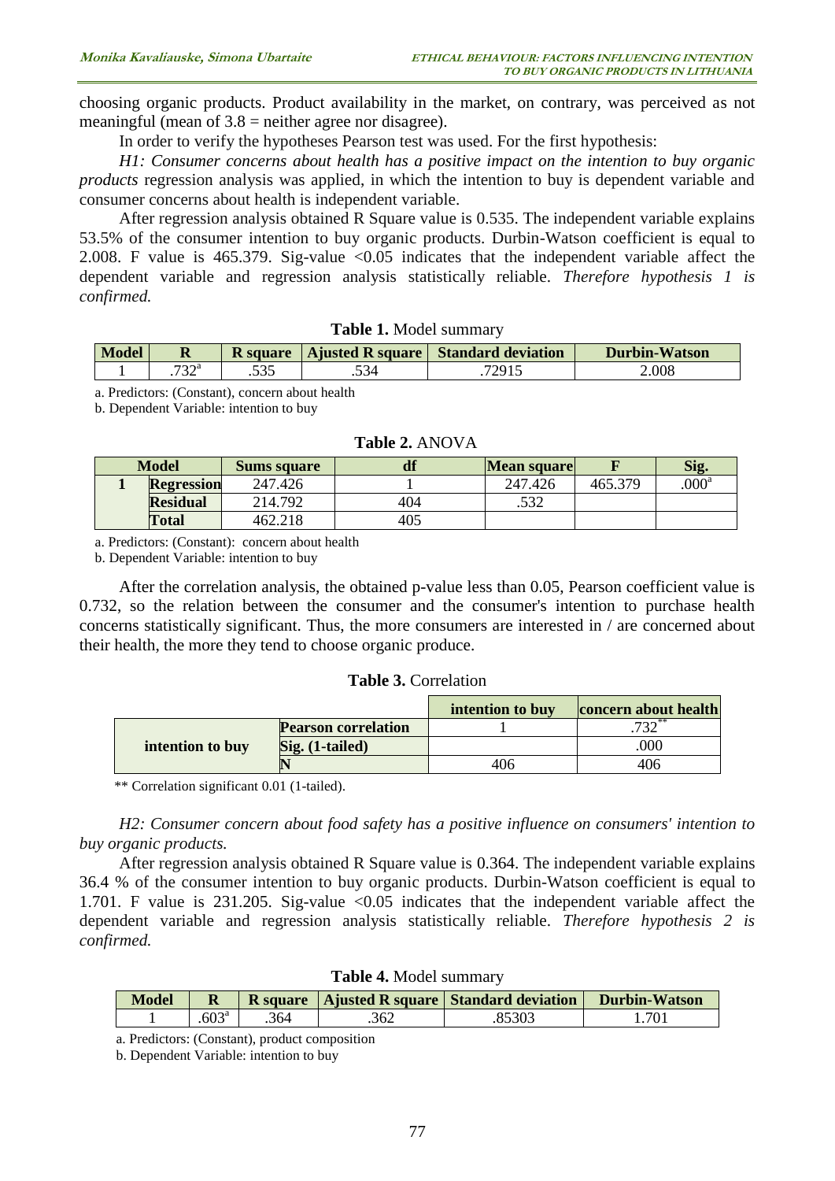choosing organic products. Product availability in the market, on contrary, was perceived as not meaningful (mean of 3.8 = neither agree nor disagree).

In order to verify the hypotheses Pearson test was used. For the first hypothesis:

*H1: Consumer concerns about health has a positive impact on the intention to buy organic products* regression analysis was applied, in which the intention to buy is dependent variable and consumer concerns about health is independent variable.

After regression analysis obtained R Square value is 0.535. The independent variable explains 53.5% of the consumer intention to buy organic products. Durbin-Watson coefficient is equal to 2.008. F value is 465.379. Sig-value <0.05 indicates that the independent variable affect the dependent variable and regression analysis statistically reliable. *Therefore hypothesis 1 is confirmed.*

**Table 1.** Model summary

| Model | R | R square | Ajusted R square | Standard deviation | Durbin-Watson |
|---|---|---|---|---|---|
| 1 | .732[a] | .535 | .534 | .72915 | 2.008 |

a. Predictors: (Constant), concern about health

b. Dependent Variable: intention to buy

**Table 2.** ANOVA

| Model | | Sums square | df | Mean square | F | Sig. |
|---|---|---|---|---|---|---|
| 1 | Regression | 247.426 | 1 | 247.426 | 465.379 | .000[a] |
| | Residual | 214.792 | 404 | .532 | | |
| | Total | 462.218 | 405 | | | |

a. Predictors: (Constant): concern about health

b. Dependent Variable: intention to buy

After the correlation analysis, the obtained p-value less than 0.05, Pearson coefficient value is 0.732, so the relation between the consumer and the consumer's intention to purchase health concerns statistically significant. Thus, the more consumers are interested in / are concerned about their health, the more they tend to choose organic produce.

**Table 3.** Correlation

| | | intention to buy | concern about health |
|---|---|---|---|
| intention to buy | Pearson correlation | 1 | .732** |
| | Sig. (1-tailed) | | .000 |
| | N | 406 | 406 |

** Correlation significant 0.01 (1-tailed).

*H2: Consumer concern about food safety has a positive influence on consumers' intention to buy organic products.*

After regression analysis obtained R Square value is 0.364. The independent variable explains 36.4 % of the consumer intention to buy organic products. Durbin-Watson coefficient is equal to 1.701. F value is 231.205. Sig-value <0.05 indicates that the independent variable affect the dependent variable and regression analysis statistically reliable. *Therefore hypothesis 2 is confirmed.*

**Table 4.** Model summary

| Model | R | R square | Ajusted R square | Standard deviation | Durbin-Watson |
|---|---|---|---|---|---|
| 1 | .603[a] | .364 | .362 | .85303 | 1.701 |

a. Predictors: (Constant), product composition

b. Dependent Variable: intention to buy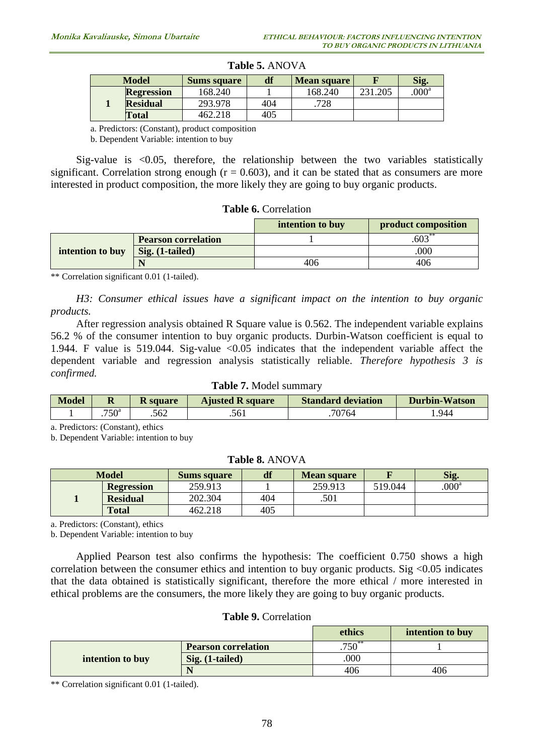**Table 5.** ANOVA

| Model | | Sums square | df | Mean square | F | Sig. |
|---|---|---|---|---|---|---|
| 1 | **Regression** | 168.240 | 1 | 168.240 | 231.205 | .000[a] |
| | **Residual** | 293.978 | 404 | .728 | | |
| | **Total** | 462.218 | 405 | | | |

a. Predictors: (Constant), product composition

b. Dependent Variable: intention to buy

Sig-value is <0.05, therefore, the relationship between the two variables statistically significant. Correlation strong enough (r = 0.603), and it can be stated that as consumers are more interested in product composition, the more likely they are going to buy organic products.

**Table 6.** Correlation

| | | intention to buy | product composition |
|---|---|---|---|
| intention to buy | **Pearson correlation** | 1 | .603** |
| | **Sig. (1-tailed)** | | .000 |
| | **N** | 406 | 406 |

** Correlation significant 0.01 (1-tailed).

*H3: Consumer ethical issues have a significant impact on the intention to buy organic products.*

After regression analysis obtained R Square value is 0.562. The independent variable explains 56.2 % of the consumer intention to buy organic products. Durbin-Watson coefficient is equal to 1.944. F value is 519.044. Sig-value <0.05 indicates that the independent variable affect the dependent variable and regression analysis statistically reliable. *Therefore hypothesis 3 is confirmed.*

**Table 7.** Model summary

| Model | R | R square | Ajusted R square | Standard deviation | Durbin-Watson |
|---|---|---|---|---|---|
| 1 | .750[a] | .562 | .561 | .70764 | 1.944 |

a. Predictors: (Constant), ethics

b. Dependent Variable: intention to buy

**Table 8.** ANOVA

| Model | | Sums square | df | Mean square | F | Sig. |
|---|---|---|---|---|---|---|
| 1 | **Regression** | 259.913 | 1 | 259.913 | 519.044 | .000[a] |
| | **Residual** | 202.304 | 404 | .501 | | |
| | **Total** | 462.218 | 405 | | | |

a. Predictors: (Constant), ethics

b. Dependent Variable: intention to buy

Applied Pearson test also confirms the hypothesis: The coefficient 0.750 shows a high correlation between the consumer ethics and intention to buy organic products. Sig <0.05 indicates that the data obtained is statistically significant, therefore the more ethical / more interested in ethical problems are the consumers, the more likely they are going to buy organic products.

**Table 9.** Correlation

| | | ethics | intention to buy |
|---|---|---|---|
| intention to buy | **Pearson correlation** | .750** | 1 |
| | **Sig. (1-tailed)** | .000 | |
| | **N** | 406 | 406 |

** Correlation significant 0.01 (1-tailed).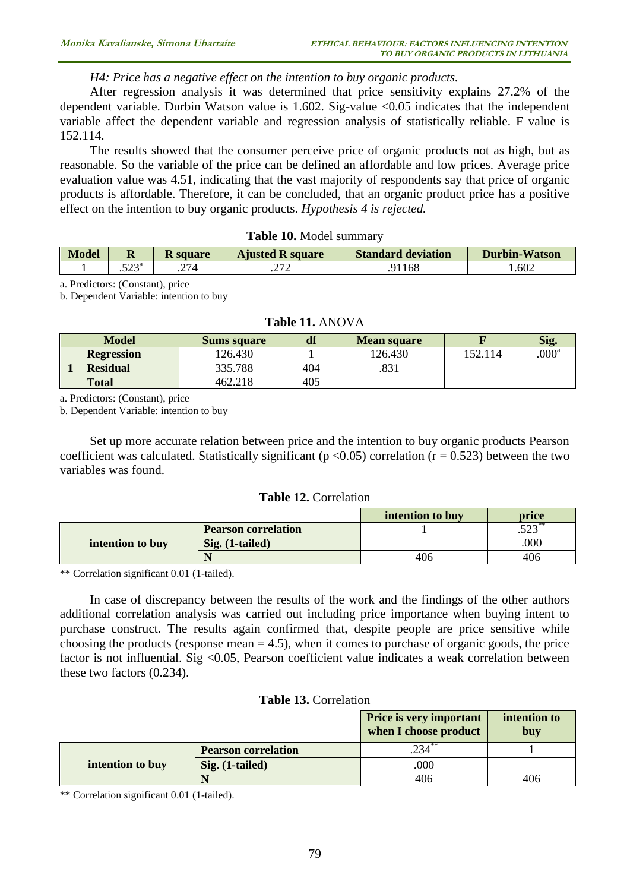*H4: Price has a negative effect on the intention to buy organic products.*

After regression analysis it was determined that price sensitivity explains 27.2% of the dependent variable. Durbin Watson value is 1.602. Sig-value <0.05 indicates that the independent variable affect the dependent variable and regression analysis of statistically reliable. F value is 152.114.

The results showed that the consumer perceive price of organic products not as high, but as reasonable. So the variable of the price can be defined an affordable and low prices. Average price evaluation value was 4.51, indicating that the vast majority of respondents say that price of organic products is affordable. Therefore, it can be concluded, that an organic product price has a positive effect on the intention to buy organic products. *Hypothesis 4 is rejected.*

**Table 10.** Model summary

| Model | R | R square | Ajusted R square | Standard deviation | Durbin-Watson |
|---|---|---|---|---|---|
| 1 | .523[a] | .274 | .272 | .91168 | 1.602 |

a. Predictors: (Constant), price
b. Dependent Variable: intention to buy

**Table 11.** ANOVA

| Model | | Sums square | df | Mean square | F | Sig. |
|---|---|---|---|---|---|---|
| 1 | Regression | 126.430 | 1 | 126.430 | 152.114 | .000[a] |
| | Residual | 335.788 | 404 | .831 | | |
| | Total | 462.218 | 405 | | | |

a. Predictors: (Constant), price
b. Dependent Variable: intention to buy

Set up more accurate relation between price and the intention to buy organic products Pearson coefficient was calculated. Statistically significant ($p < 0.05$) correlation ($r = 0.523$) between the two variables was found.

**Table 12.** Correlation

| | | intention to buy | price |
|---|---|---|---|
| intention to buy | Pearson correlation | 1 | .523** |
| | Sig. (1-tailed) | | .000 |
| | N | 406 | 406 |

** Correlation significant 0.01 (1-tailed).

In case of discrepancy between the results of the work and the findings of the other authors additional correlation analysis was carried out including price importance when buying intent to purchase construct. The results again confirmed that, despite people are price sensitive while choosing the products (response mean = 4.5), when it comes to purchase of organic goods, the price factor is not influential. Sig <0.05, Pearson coefficient value indicates a weak correlation between these two factors (0.234).

**Table 13.** Correlation

| | | Price is very important when I choose product | intention to buy |
|---|---|---|---|
| intention to buy | Pearson correlation | .234** | 1 |
| | Sig. (1-tailed) | .000 | |
| | N | 406 | 406 |

** Correlation significant 0.01 (1-tailed).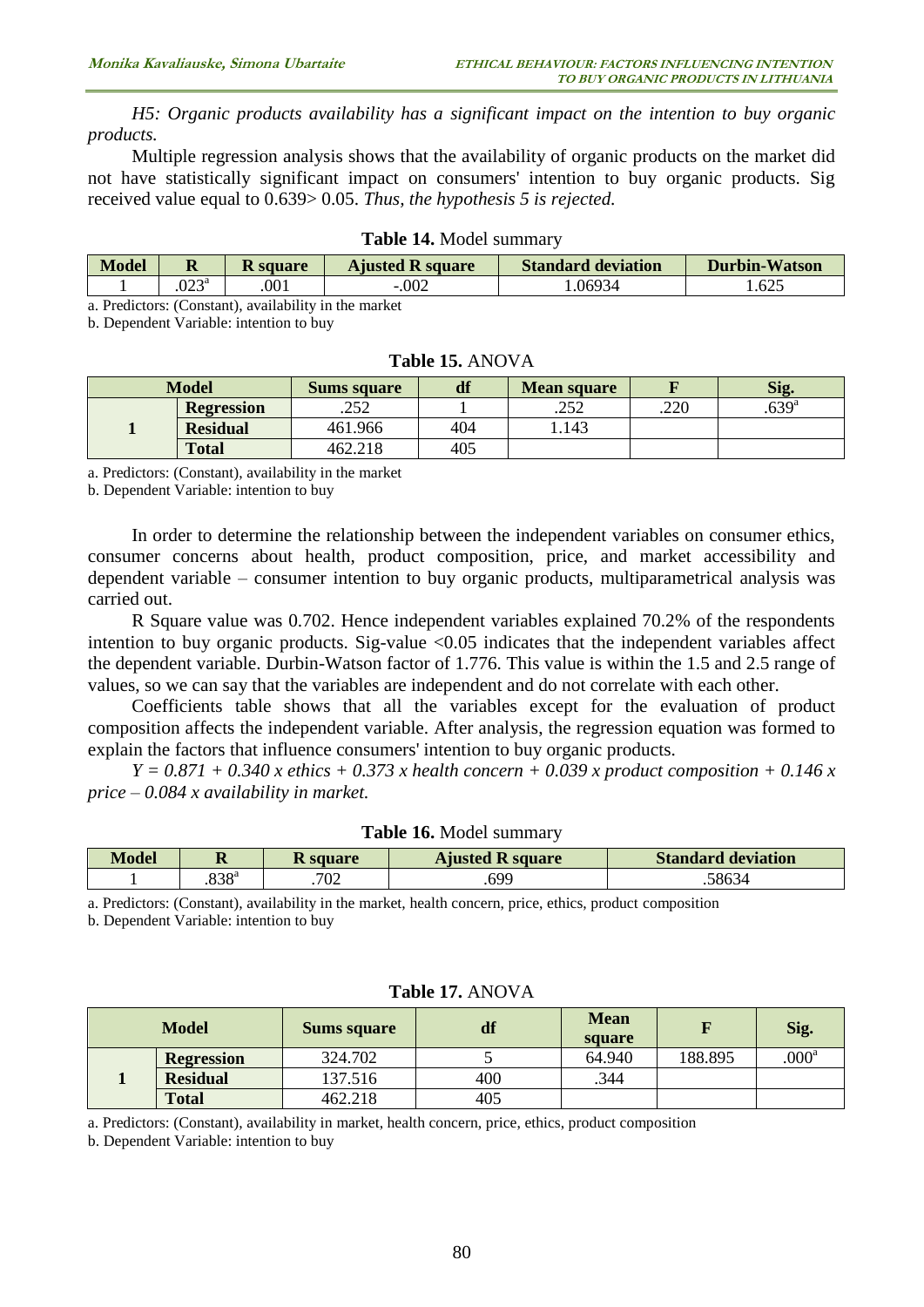*H5: Organic products availability has a significant impact on the intention to buy organic products.*

Multiple regression analysis shows that the availability of organic products on the market did not have statistically significant impact on consumers' intention to buy organic products. Sig received value equal to 0.639> 0.05. *Thus, the hypothesis 5 is rejected.*

**Table 14.** Model summary

| Model | R | R square | Ajusted R square | Standard deviation | Durbin-Watson |
|---|---|---|---|---|---|
| 1 | .023[a] | .001 | -.002 | 1.06934 | 1.625 |

a. Predictors: (Constant), availability in the market
b. Dependent Variable: intention to buy

**Table 15.** ANOVA

| Model | | Sums square | df | Mean square | F | Sig. |
|---|---|---|---|---|---|---|
| 1 | Regression | .252 | 1 | .252 | .220 | .639[a] |
| | Residual | 461.966 | 404 | 1.143 | | |
| | Total | 462.218 | 405 | | | |

a. Predictors: (Constant), availability in the market
b. Dependent Variable: intention to buy

In order to determine the relationship between the independent variables on consumer ethics, consumer concerns about health, product composition, price, and market accessibility and dependent variable – consumer intention to buy organic products, multiparametrical analysis was carried out.

R Square value was 0.702. Hence independent variables explained 70.2% of the respondents intention to buy organic products. Sig-value <0.05 indicates that the independent variables affect the dependent variable. Durbin-Watson factor of 1.776. This value is within the 1.5 and 2.5 range of values, so we can say that the variables are independent and do not correlate with each other.

Coefficients table shows that all the variables except for the evaluation of product composition affects the independent variable. After analysis, the regression equation was formed to explain the factors that influence consumers' intention to buy organic products.

*Y = 0.871 + 0.340 x ethics + 0.373 x health concern + 0.039 x product composition + 0.146 x price – 0.084 x availability in market.*

**Table 16.** Model summary

| Model | R | R square | Ajusted R square | Standard deviation |
|---|---|---|---|---|
| 1 | .838[a] | .702 | .699 | .58634 |

a. Predictors: (Constant), availability in the market, health concern, price, ethics, product composition
b. Dependent Variable: intention to buy

**Table 17.** ANOVA

| Model | | Sums square | df | Mean square | F | Sig. |
|---|---|---|---|---|---|---|
| 1 | Regression | 324.702 | 5 | 64.940 | 188.895 | .000[a] |
| | Residual | 137.516 | 400 | .344 | | |
| | Total | 462.218 | 405 | | | |

a. Predictors: (Constant), availability in market, health concern, price, ethics, product composition
b. Dependent Variable: intention to buy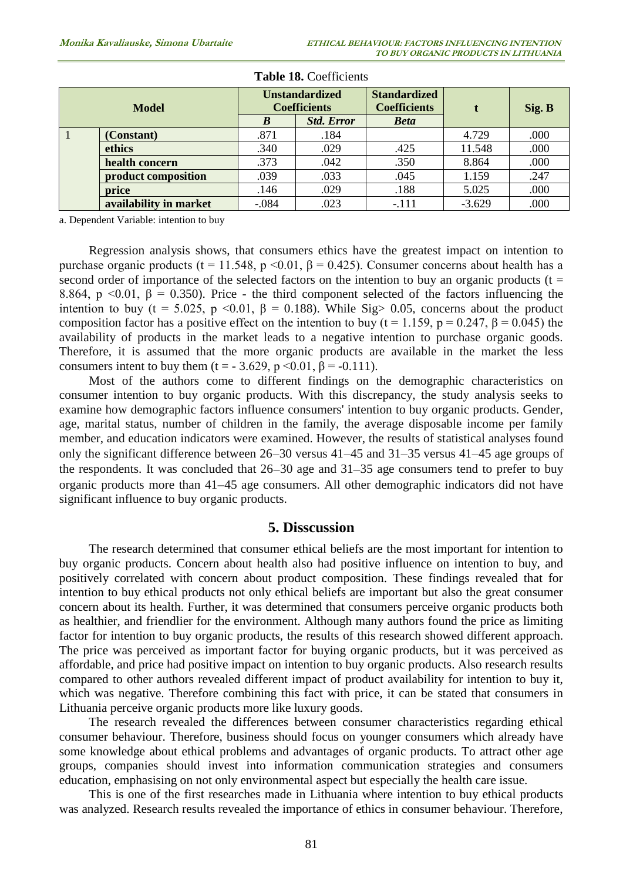**Table 18.** Coefficients

| Model | | Unstandardized Coefficients | | Standardized Coefficients | t | Sig. B |
|---|---|---|---|---|---|---|
| | | *B* | *Std. Error* | *Beta* | | |
| 1 | **(Constant)** | .871 | .184 | | 4.729 | .000 |
| | **ethics** | .340 | .029 | .425 | 11.548 | .000 |
| | **health concern** | .373 | .042 | .350 | 8.864 | .000 |
| | **product composition** | .039 | .033 | .045 | 1.159 | .247 |
| | **price** | .146 | .029 | .188 | 5.025 | .000 |
| | **availability in market** | -.084 | .023 | -.111 | -3.629 | .000 |

a. Dependent Variable: intention to buy

Regression analysis shows, that consumers ethics have the greatest impact on intention to purchase organic products ($t = 11.548$, $p < 0.01$, $\beta = 0.425$). Consumer concerns about health has a second order of importance of the selected factors on the intention to buy an organic products ($t = 8.864$, $p < 0.01$, $\beta = 0.350$). Price - the third component selected of the factors influencing the intention to buy ($t = 5.025$, $p < 0.01$, $\beta = 0.188$). While Sig> 0.05, concerns about the product composition factor has a positive effect on the intention to buy ($t = 1.159$, $p = 0.247$, $\beta = 0.045$) the availability of products in the market leads to a negative intention to purchase organic goods. Therefore, it is assumed that the more organic products are available in the market the less consumers intent to buy them ($t = -3.629$, $p < 0.01$, $\beta = -0.111$).

Most of the authors come to different findings on the demographic characteristics on consumer intention to buy organic products. With this discrepancy, the study analysis seeks to examine how demographic factors influence consumers' intention to buy organic products. Gender, age, marital status, number of children in the family, the average disposable income per family member, and education indicators were examined. However, the results of statistical analyses found only the significant difference between 26–30 versus 41–45 and 31–35 versus 41–45 age groups of the respondents. It was concluded that 26–30 age and 31–35 age consumers tend to prefer to buy organic products more than 41–45 age consumers. All other demographic indicators did not have significant influence to buy organic products.

## 5. Disscussion

The research determined that consumer ethical beliefs are the most important for intention to buy organic products. Concern about health also had positive influence on intention to buy, and positively correlated with concern about product composition. These findings revealed that for intention to buy ethical products not only ethical beliefs are important but also the great consumer concern about its health. Further, it was determined that consumers perceive organic products both as healthier, and friendlier for the environment. Although many authors found the price as limiting factor for intention to buy organic products, the results of this research showed different approach. The price was perceived as important factor for buying organic products, but it was perceived as affordable, and price had positive impact on intention to buy organic products. Also research results compared to other authors revealed different impact of product availability for intention to buy it, which was negative. Therefore combining this fact with price, it can be stated that consumers in Lithuania perceive organic products more like luxury goods.

The research revealed the differences between consumer characteristics regarding ethical consumer behaviour. Therefore, business should focus on younger consumers which already have some knowledge about ethical problems and advantages of organic products. To attract other age groups, companies should invest into information communication strategies and consumers education, emphasising on not only environmental aspect but especially the health care issue.

This is one of the first researches made in Lithuania where intention to buy ethical products was analyzed. Research results revealed the importance of ethics in consumer behaviour. Therefore,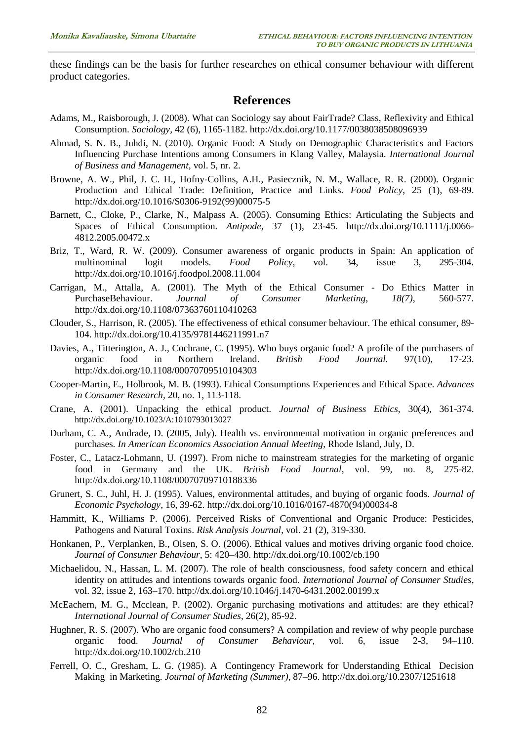these findings can be the basis for further researches on ethical consumer behaviour with different product categories.

## References

Adams, M., Raisborough, J. (2008). What can Sociology say about FairTrade? Class, Reflexivity and Ethical Consumption. *Sociology*, 42 (6), 1165-1182. http://dx.doi.org/10.1177/0038038508096939

Ahmad, S. N. B., Juhdi, N. (2010). Organic Food: A Study on Demographic Characteristics and Factors Influencing Purchase Intentions among Consumers in Klang Valley, Malaysia. *International Journal of Business and Management*, vol. 5, nr. 2.

Browne, A. W., Phil, J. C. H., Hofny-Collins, A.H., Pasiecznik, N. M., Wallace, R. R. (2000). Organic Production and Ethical Trade: Definition, Practice and Links. *Food Policy*, 25 (1), 69-89. http://dx.doi.org/10.1016/S0306-9192(99)00075-5

Barnett, C., Cloke, P., Clarke, N., Malpass A. (2005). Consuming Ethics: Articulating the Subjects and Spaces of Ethical Consumption. *Antipode*, 37 (1), 23-45. http://dx.doi.org/10.1111/j.0066-4812.2005.00472.x

Briz, T., Ward, R. W. (2009). Consumer awareness of organic products in Spain: An application of multinominal logit models. *Food Policy,* vol. 34, issue 3, 295-304. http://dx.doi.org/10.1016/j.foodpol.2008.11.004

Carrigan, M., Attalla, A. (2001). The Myth of the Ethical Consumer - Do Ethics Matter in PurchaseBehaviour. *Journal of Consumer Marketing, 18(7)*, 560-577. http://dx.doi.org/10.1108/07363760110410263

Clouder, S., Harrison, R. (2005). The effectiveness of ethical consumer behaviour. The ethical consumer, 89-104. http://dx.doi.org/10.4135/9781446211991.n7

Davies, A., Titterington, A. J., Cochrane, C. (1995). Who buys organic food? A profile of the purchasers of organic food in Northern Ireland. *British Food Journal.* 97(10), 17-23. http://dx.doi.org/10.1108/00070709510104303

Cooper-Martin, E., Holbrook, M. B. (1993). Ethical Consumptions Experiences and Ethical Space. *Advances in Consumer Research*, 20, no. 1, 113-118.

Crane, A. (2001). Unpacking the ethical product. *Journal of Business Ethics*, 30(4), 361-374. http://dx.doi.org/10.1023/A:1010793013027

Durham, C. A., Andrade, D. (2005, July). Health vs. environmental motivation in organic preferences and purchases. *In American Economics Association Annual Meeting*, Rhode Island, July, D.

Foster, C., Latacz-Lohmann, U. (1997). From niche to mainstream strategies for the marketing of organic food in Germany and the UK. *British Food Journal*, vol. 99, no. 8, 275-82. http://dx.doi.org/10.1108/00070709710188336

Grunert, S. C., Juhl, H. J. (1995). Values, environmental attitudes, and buying of organic foods. *Journal of Economic Psychology*, 16, 39-62. http://dx.doi.org/10.1016/0167-4870(94)00034-8

Hammitt, K., Williams P. (2006). Perceived Risks of Conventional and Organic Produce: Pesticides, Pathogens and Natural Toxins. *Risk Analysis Journal*, vol. 21 (2), 319-330.

Honkanen, P., Verplanken, B., Olsen, S. O. (2006). Ethical values and motives driving organic food choice. *Journal of Consumer Behaviour*, 5: 420–430. http://dx.doi.org/10.1002/cb.190

Michaelidou, N., Hassan, L. M. (2007). The role of health consciousness, food safety concern and ethical identity on attitudes and intentions towards organic food. *International Journal of Consumer Studies*, vol. 32, issue 2, 163–170. http://dx.doi.org/10.1046/j.1470-6431.2002.00199.x

McEachern, M. G., Mcclean, P. (2002). Organic purchasing motivations and attitudes: are they ethical? *International Journal of Consumer Studies*, 26(2), 85-92.

Hughner, R. S. (2007). Who are organic food consumers? A compilation and review of why people purchase organic food. *Journal of Consumer Behaviour,* vol. 6, issue 2-3, 94–110. http://dx.doi.org/10.1002/cb.210

Ferrell, O. C., Gresham, L. G. (1985). A Contingency Framework for Understanding Ethical Decision Making in Marketing. *Journal of Marketing (Summer)*, 87–96. http://dx.doi.org/10.2307/1251618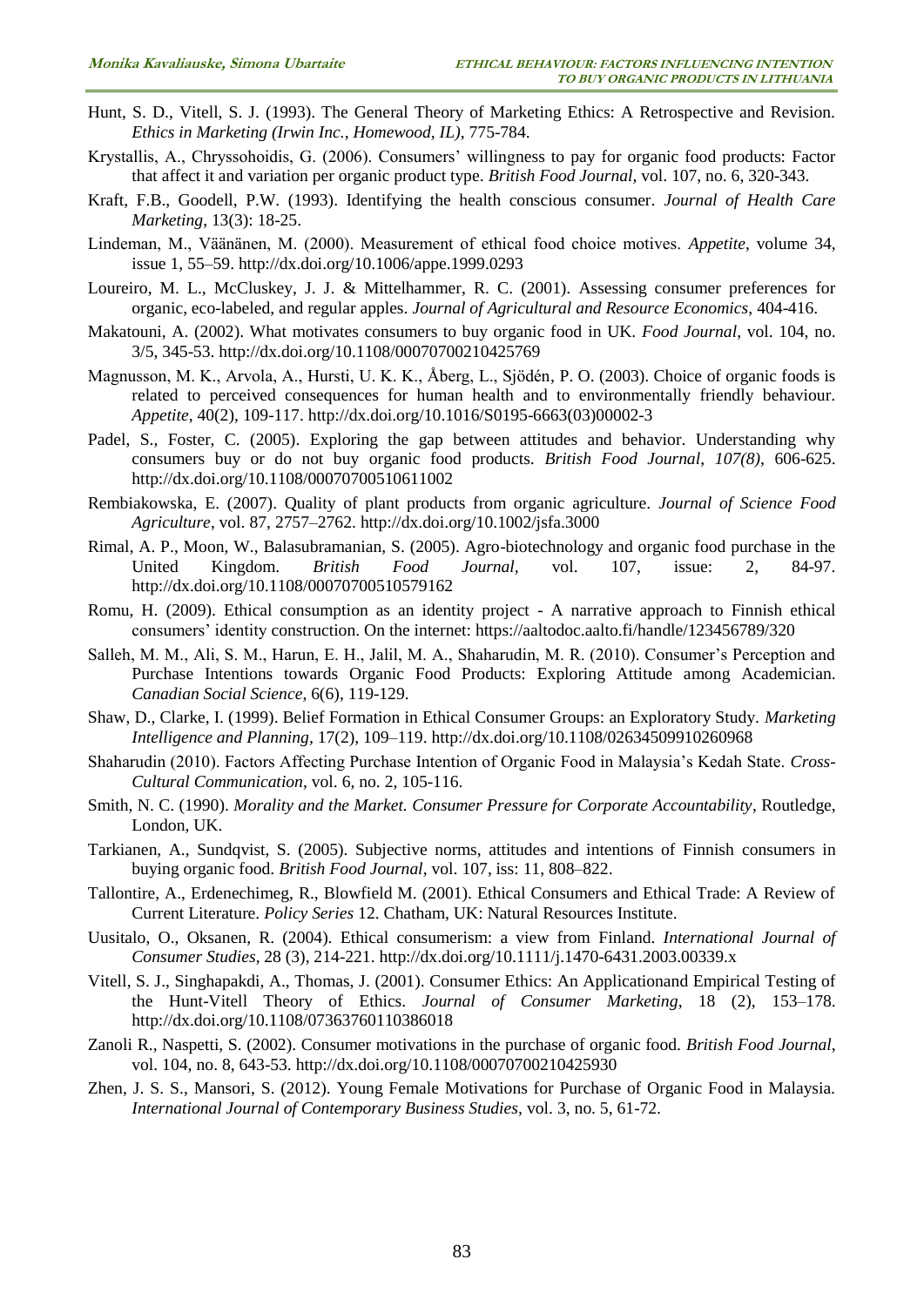Hunt, S. D., Vitell, S. J. (1993). The General Theory of Marketing Ethics: A Retrospective and Revision. *Ethics in Marketing (Irwin Inc., Homewood, IL)*, 775-784.

Krystallis, A., Chryssohoidis, G. (2006). Consumers' willingness to pay for organic food products: Factor that affect it and variation per organic product type. *British Food Journal*, vol. 107, no. 6, 320-343.

Kraft, F.B., Goodell, P.W. (1993). Identifying the health conscious consumer. *Journal of Health Care Marketing*, 13(3): 18-25.

Lindeman, M., Väänänen, M. (2000). Measurement of ethical food choice motives. *Appetite*, volume 34, issue 1, 55–59. http://dx.doi.org/10.1006/appe.1999.0293

Loureiro, M. L., McCluskey, J. J. & Mittelhammer, R. C. (2001). Assessing consumer preferences for organic, eco-labeled, and regular apples. *Journal of Agricultural and Resource Economics*, 404-416.

Makatouni, A. (2002). What motivates consumers to buy organic food in UK. *Food Journal*, vol. 104, no. 3/5, 345-53. http://dx.doi.org/10.1108/00070700210425769

Magnusson, M. K., Arvola, A., Hursti, U. K. K., Åberg, L., Sjödén, P. O. (2003). Choice of organic foods is related to perceived consequences for human health and to environmentally friendly behaviour. *Appetite*, 40(2), 109-117. http://dx.doi.org/10.1016/S0195-6663(03)00002-3

Padel, S., Foster, C. (2005). Exploring the gap between attitudes and behavior. Understanding why consumers buy or do not buy organic food products. *British Food Journal*, *107(8)*, 606-625. http://dx.doi.org/10.1108/00070700510611002

Rembiakowska, E. (2007). Quality of plant products from organic agriculture. *Journal of Science Food Agriculture*, vol. 87, 2757–2762. http://dx.doi.org/10.1002/jsfa.3000

Rimal, A. P., Moon, W., Balasubramanian, S. (2005). Agro-biotechnology and organic food purchase in the United Kingdom. *British Food Journal*, vol. 107, issue: 2, 84-97. http://dx.doi.org/10.1108/00070700510579162

Romu, H. (2009). Ethical consumption as an identity project - A narrative approach to Finnish ethical consumers' identity construction. On the internet: https://aaltodoc.aalto.fi/handle/123456789/320

Salleh, M. M., Ali, S. M., Harun, E. H., Jalil, M. A., Shaharudin, M. R. (2010). Consumer's Perception and Purchase Intentions towards Organic Food Products: Exploring Attitude among Academician. *Canadian Social Science*, 6(6), 119-129.

Shaw, D., Clarke, I. (1999). Belief Formation in Ethical Consumer Groups: an Exploratory Study. *Marketing Intelligence and Planning*, 17(2), 109–119. http://dx.doi.org/10.1108/02634509910260968

Shaharudin (2010). Factors Affecting Purchase Intention of Organic Food in Malaysia's Kedah State. *Cross-Cultural Communication*, vol. 6, no. 2, 105-116.

Smith, N. C. (1990). *Morality and the Market. Consumer Pressure for Corporate Accountability*, Routledge, London, UK.

Tarkianen, A., Sundqvist, S. (2005). Subjective norms, attitudes and intentions of Finnish consumers in buying organic food. *British Food Journal*, vol. 107, iss: 11, 808–822.

Tallontire, A., Erdenechimeg, R., Blowfield M. (2001). Ethical Consumers and Ethical Trade: A Review of Current Literature. *Policy Series* 12. Chatham, UK: Natural Resources Institute.

Uusitalo, O., Oksanen, R. (2004). Ethical consumerism: a view from Finland. *International Journal of Consumer Studies*, 28 (3), 214-221. http://dx.doi.org/10.1111/j.1470-6431.2003.00339.x

Vitell, S. J., Singhapakdi, A., Thomas, J. (2001). Consumer Ethics: An Applicationand Empirical Testing of the Hunt-Vitell Theory of Ethics. *Journal of Consumer Marketing*, 18 (2), 153–178. http://dx.doi.org/10.1108/07363760110386018

Zanoli R., Naspetti, S. (2002). Consumer motivations in the purchase of organic food. *British Food Journal*, vol. 104, no. 8, 643-53. http://dx.doi.org/10.1108/00070700210425930

Zhen, J. S. S., Mansori, S. (2012). Young Female Motivations for Purchase of Organic Food in Malaysia. *International Journal of Contemporary Business Studies*, vol. 3, no. 5, 61-72.